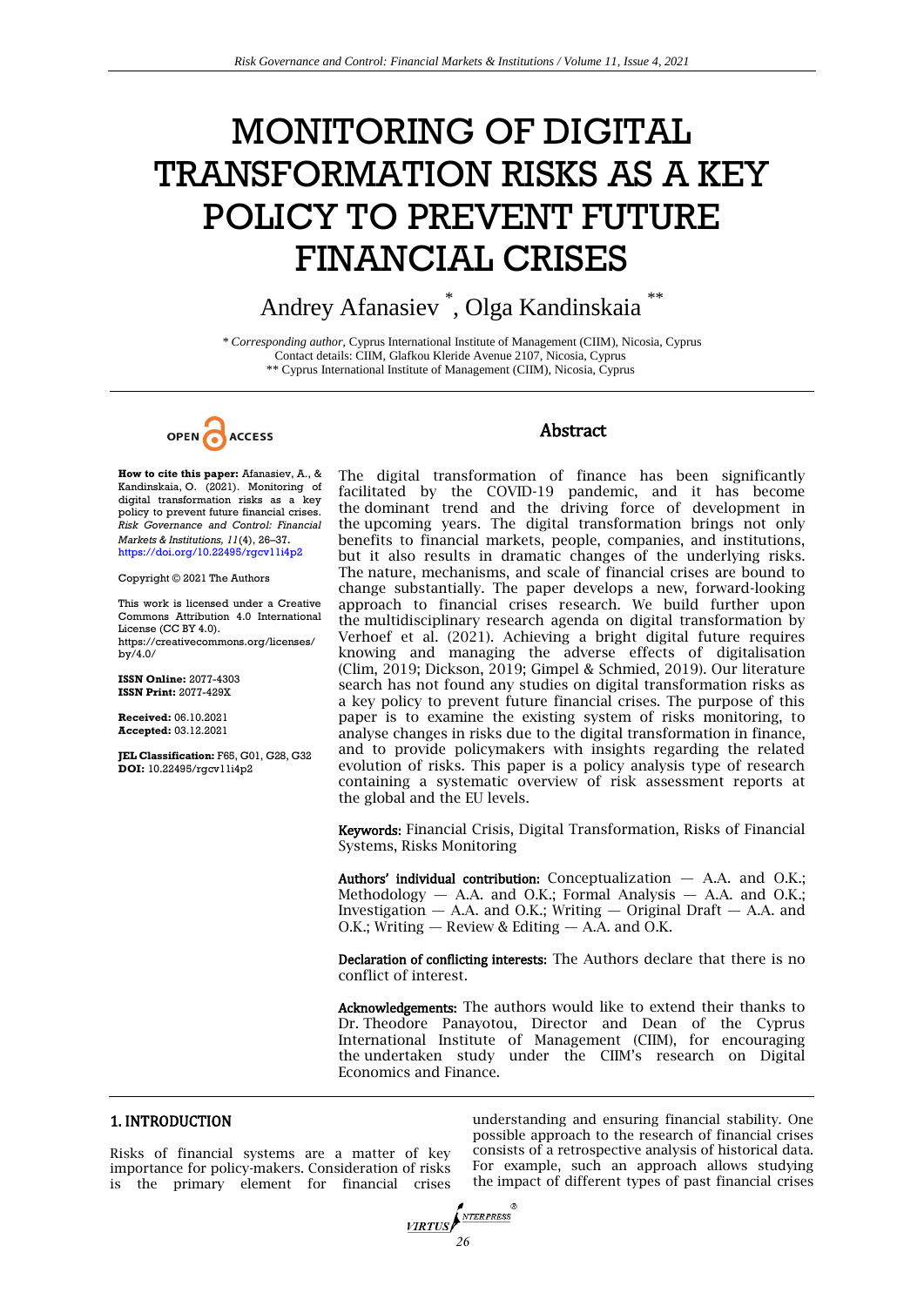# MONITORING OF DIGITAL TRANSFORMATION RISKS AS A KEY POLICY TO PREVENT FUTURE FINANCIAL CRISES

Andrey Afanasiev *, Olga Kandinskaia **

\* *Corresponding author,* Cyprus International Institute of Management (CIIM), Nicosia, Cyprus
Contact details: CIIM, Glafkou Kleride Avenue 2107, Nicosia, Cyprus
\*\* Cyprus International Institute of Management (CIIM), Nicosia, Cyprus

OPEN ACCESS

**How to cite this paper:** Afanasiev, A., & Kandinskaia, O. (2021). Monitoring of digital transformation risks as a key policy to prevent future financial crises. *Risk Governance and Control: Financial Markets & Institutions, 11*(4), 26–37. https://doi.org/10.22495/rgcv11i4p2

Copyright © 2021 The Authors

This work is licensed under a Creative Commons Attribution 4.0 International License (CC BY 4.0). https://creativecommons.org/licenses/by/4.0/

**ISSN Online:** 2077-4303
**ISSN Print:** 2077-429X

**Received:** 06.10.2021
**Accepted:** 03.12.2021

**JEL Classification:** F65, G01, G28, G32
**DOI:** 10.22495/rgcv11i4p2

## Abstract

The digital transformation of finance has been significantly facilitated by the COVID-19 pandemic, and it has become the dominant trend and the driving force of development in the upcoming years. The digital transformation brings not only benefits to financial markets, people, companies, and institutions, but it also results in dramatic changes of the underlying risks. The nature, mechanisms, and scale of financial crises are bound to change substantially. The paper develops a new, forward-looking approach to financial crises research. We build further upon the multidisciplinary research agenda on digital transformation by Verhoef et al. (2021). Achieving a bright digital future requires knowing and managing the adverse effects of digitalisation (Clim, 2019; Dickson, 2019; Gimpel & Schmied, 2019). Our literature search has not found any studies on digital transformation risks as a key policy to prevent future financial crises. The purpose of this paper is to examine the existing system of risks monitoring, to analyse changes in risks due to the digital transformation in finance, and to provide policymakers with insights regarding the related evolution of risks. This paper is a policy analysis type of research containing a systematic overview of risk assessment reports at the global and the EU levels.

**Keywords:** Financial Crisis, Digital Transformation, Risks of Financial Systems, Risks Monitoring

**Authors' individual contribution:** Conceptualization — A.A. and O.K.; Methodology — A.A. and O.K.; Formal Analysis — A.A. and O.K.; Investigation — A.A. and O.K.; Writing — Original Draft — A.A. and O.K.; Writing — Review & Editing — A.A. and O.K.

**Declaration of conflicting interests:** The Authors declare that there is no conflict of interest.

**Acknowledgements:** The authors would like to extend their thanks to Dr. Theodore Panayotou, Director and Dean of the Cyprus International Institute of Management (CIIM), for encouraging the undertaken study under the CIIM's research on Digital Economics and Finance.

## 1. INTRODUCTION

Risks of financial systems are a matter of key importance for policy-makers. Consideration of risks is the primary element for financial crises understanding and ensuring financial stability. One possible approach to the research of financial crises consists of a retrospective analysis of historical data. For example, such an approach allows studying the impact of different types of past financial crises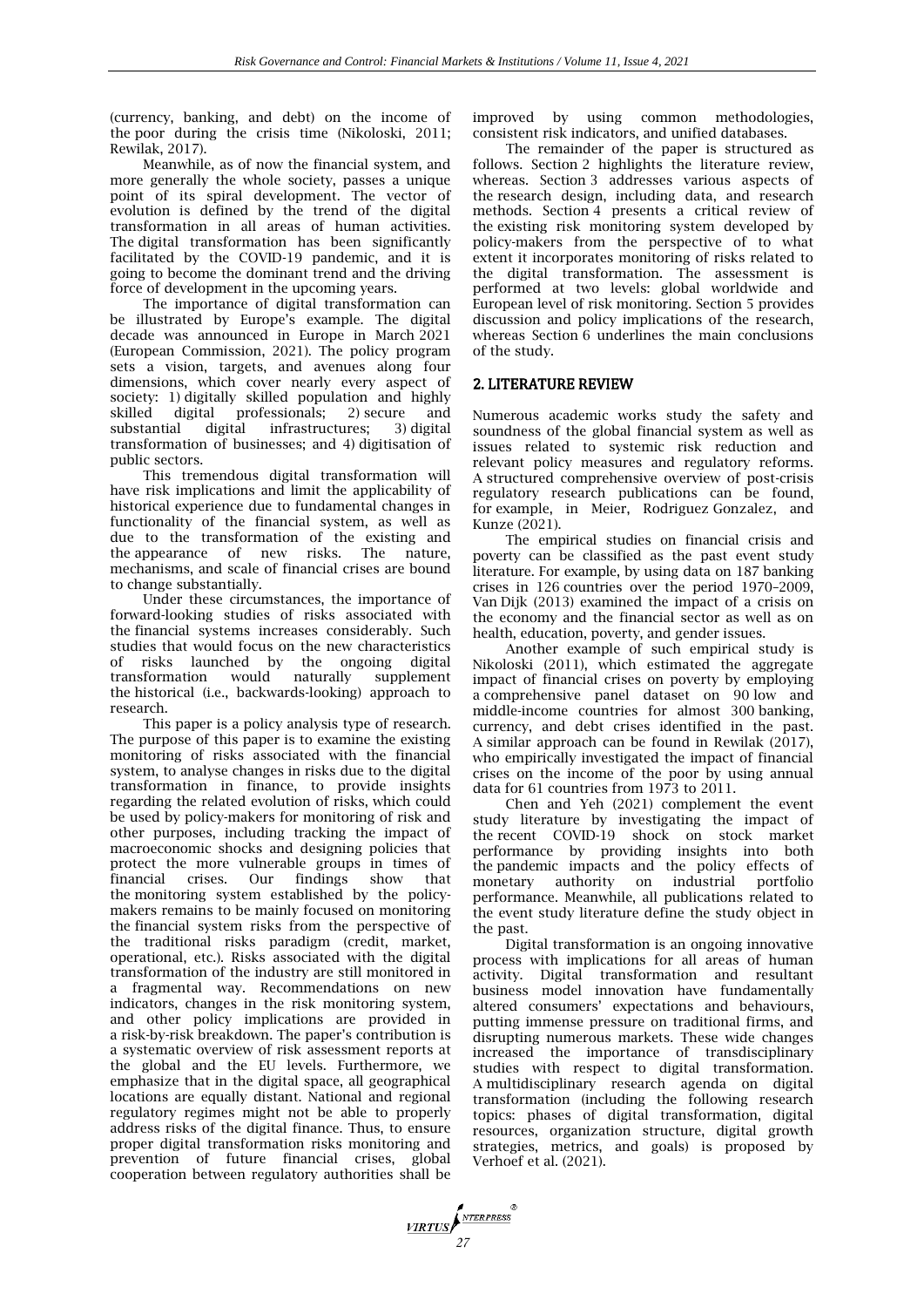(currency, banking, and debt) on the income of the poor during the crisis time (Nikoloski, 2011; Rewilak, 2017).

Meanwhile, as of now the financial system, and more generally the whole society, passes a unique point of its spiral development. The vector of evolution is defined by the trend of the digital transformation in all areas of human activities. The digital transformation has been significantly facilitated by the COVID-19 pandemic, and it is going to become the dominant trend and the driving force of development in the upcoming years.

The importance of digital transformation can be illustrated by Europe's example. The digital decade was announced in Europe in March 2021 (European Commission, 2021). The policy program sets a vision, targets, and avenues along four dimensions, which cover nearly every aspect of society: 1) digitally skilled population and highly skilled digital professionals; 2) secure and substantial digital infrastructures; 3) digital transformation of businesses; and 4) digitisation of public sectors.

This tremendous digital transformation will have risk implications and limit the applicability of historical experience due to fundamental changes in functionality of the financial system, as well as due to the transformation of the existing and the appearance of new risks. The nature, mechanisms, and scale of financial crises are bound to change substantially.

Under these circumstances, the importance of forward-looking studies of risks associated with the financial systems increases considerably. Such studies that would focus on the new characteristics of risks launched by the ongoing digital transformation would naturally supplement the historical (i.e., backwards-looking) approach to research.

This paper is a policy analysis type of research. The purpose of this paper is to examine the existing monitoring of risks associated with the financial system, to analyse changes in risks due to the digital transformation in finance, to provide insights regarding the related evolution of risks, which could be used by policy-makers for monitoring of risk and other purposes, including tracking the impact of macroeconomic shocks and designing policies that protect the more vulnerable groups in times of financial crises. Our findings show that the monitoring system established by the policy-makers remains to be mainly focused on monitoring the financial system risks from the perspective of the traditional risks paradigm (credit, market, operational, etc.). Risks associated with the digital transformation of the industry are still monitored in a fragmental way. Recommendations on new indicators, changes in the risk monitoring system, and other policy implications are provided in a risk-by-risk breakdown. The paper's contribution is a systematic overview of risk assessment reports at the global and the EU levels. Furthermore, we emphasize that in the digital space, all geographical locations are equally distant. National and regional regulatory regimes might not be able to properly address risks of the digital finance. Thus, to ensure proper digital transformation risks monitoring and prevention of future financial crises, global cooperation between regulatory authorities shall be improved by using common methodologies, consistent risk indicators, and unified databases.

The remainder of the paper is structured as follows. Section 2 highlights the literature review, whereas. Section 3 addresses various aspects of the research design, including data, and research methods. Section 4 presents a critical review of the existing risk monitoring system developed by policy-makers from the perspective of to what extent it incorporates monitoring of risks related to the digital transformation. The assessment is performed at two levels: global worldwide and European level of risk monitoring. Section 5 provides discussion and policy implications of the research, whereas Section 6 underlines the main conclusions of the study.

## 2. LITERATURE REVIEW

Numerous academic works study the safety and soundness of the global financial system as well as issues related to systemic risk reduction and relevant policy measures and regulatory reforms. A structured comprehensive overview of post-crisis regulatory research publications can be found, for example, in Meier, Rodriguez Gonzalez, and Kunze (2021).

The empirical studies on financial crisis and poverty can be classified as the past event study literature. For example, by using data on 187 banking crises in 126 countries over the period 1970–2009, Van Dijk (2013) examined the impact of a crisis on the economy and the financial sector as well as on health, education, poverty, and gender issues.

Another example of such empirical study is Nikoloski (2011), which estimated the aggregate impact of financial crises on poverty by employing a comprehensive panel dataset on 90 low and middle-income countries for almost 300 banking, currency, and debt crises identified in the past. A similar approach can be found in Rewilak (2017), who empirically investigated the impact of financial crises on the income of the poor by using annual data for 61 countries from 1973 to 2011.

Chen and Yeh (2021) complement the event study literature by investigating the impact of the recent COVID-19 shock on stock market performance by providing insights into both the pandemic impacts and the policy effects of monetary authority on industrial portfolio performance. Meanwhile, all publications related to the event study literature define the study object in the past.

Digital transformation is an ongoing innovative process with implications for all areas of human activity. Digital transformation and resultant business model innovation have fundamentally altered consumers' expectations and behaviours, putting immense pressure on traditional firms, and disrupting numerous markets. These wide changes increased the importance of transdisciplinary studies with respect to digital transformation. A multidisciplinary research agenda on digital transformation (including the following research topics: phases of digital transformation, digital resources, organization structure, digital growth strategies, metrics, and goals) is proposed by Verhoef et al. (2021).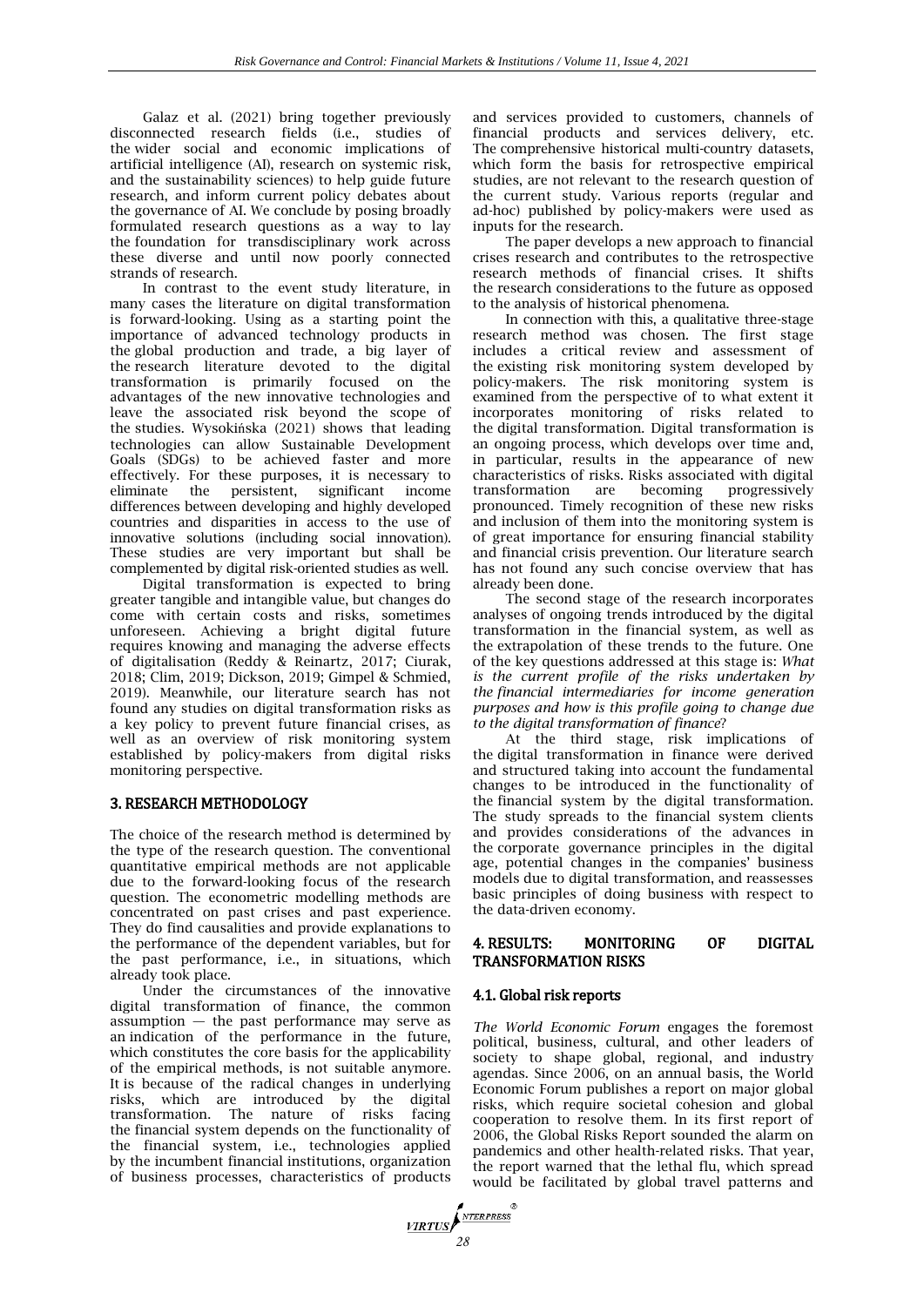Galaz et al. (2021) bring together previously disconnected research fields (i.e., studies of the wider social and economic implications of artificial intelligence (AI), research on systemic risk, and the sustainability sciences) to help guide future research, and inform current policy debates about the governance of AI. We conclude by posing broadly formulated research questions as a way to lay the foundation for transdisciplinary work across these diverse and until now poorly connected strands of research.

In contrast to the event study literature, in many cases the literature on digital transformation is forward-looking. Using as a starting point the importance of advanced technology products in the global production and trade, a big layer of the research literature devoted to the digital transformation is primarily focused on the advantages of the new innovative technologies and leave the associated risk beyond the scope of the studies. Wysokińska (2021) shows that leading technologies can allow Sustainable Development Goals (SDGs) to be achieved faster and more effectively. For these purposes, it is necessary to eliminate the persistent, significant income differences between developing and highly developed countries and disparities in access to the use of innovative solutions (including social innovation). These studies are very important but shall be complemented by digital risk-oriented studies as well.

Digital transformation is expected to bring greater tangible and intangible value, but changes do come with certain costs and risks, sometimes unforeseen. Achieving a bright digital future requires knowing and managing the adverse effects of digitalisation (Reddy & Reinartz, 2017; Ciurak, 2018; Clim, 2019; Dickson, 2019; Gimpel & Schmied, 2019). Meanwhile, our literature search has not found any studies on digital transformation risks as a key policy to prevent future financial crises, as well as an overview of risk monitoring system established by policy-makers from digital risks monitoring perspective.

## 3. RESEARCH METHODOLOGY

The choice of the research method is determined by the type of the research question. The conventional quantitative empirical methods are not applicable due to the forward-looking focus of the research question. The econometric modelling methods are concentrated on past crises and past experience. They do find causalities and provide explanations to the performance of the dependent variables, but for the past performance, i.e., in situations, which already took place.

Under the circumstances of the innovative digital transformation of finance, the common assumption — the past performance may serve as an indication of the performance in the future, which constitutes the core basis for the applicability of the empirical methods, is not suitable anymore. It is because of the radical changes in underlying risks, which are introduced by the digital transformation. The nature of risks facing the financial system depends on the functionality of the financial system, i.e., technologies applied by the incumbent financial institutions, organization of business processes, characteristics of products and services provided to customers, channels of financial products and services delivery, etc. The comprehensive historical multi-country datasets, which form the basis for retrospective empirical studies, are not relevant to the research question of the current study. Various reports (regular and ad-hoc) published by policy-makers were used as inputs for the research.

The paper develops a new approach to financial crises research and contributes to the retrospective research methods of financial crises. It shifts the research considerations to the future as opposed to the analysis of historical phenomena.

In connection with this, a qualitative three-stage research method was chosen. The first stage includes a critical review and assessment of the existing risk monitoring system developed by policy-makers. The risk monitoring system is examined from the perspective of to what extent it incorporates monitoring of risks related to the digital transformation. Digital transformation is an ongoing process, which develops over time and, in particular, results in the appearance of new characteristics of risks. Risks associated with digital transformation are becoming progressively pronounced. Timely recognition of these new risks and inclusion of them into the monitoring system is of great importance for ensuring financial stability and financial crisis prevention. Our literature search has not found any such concise overview that has already been done.

The second stage of the research incorporates analyses of ongoing trends introduced by the digital transformation in the financial system, as well as the extrapolation of these trends to the future. One of the key questions addressed at this stage is: *What is the current profile of the risks undertaken by the financial intermediaries for income generation purposes and how is this profile going to change due to the digital transformation of finance*?

At the third stage, risk implications of the digital transformation in finance were derived and structured taking into account the fundamental changes to be introduced in the functionality of the financial system by the digital transformation. The study spreads to the financial system clients and provides considerations of the advances in the corporate governance principles in the digital age, potential changes in the companies' business models due to digital transformation, and reassesses basic principles of doing business with respect to the data-driven economy.

## 4. RESULTS: MONITORING OF DIGITAL TRANSFORMATION RISKS

### 4.1. Global risk reports

*The World Economic Forum* engages the foremost political, business, cultural, and other leaders of society to shape global, regional, and industry agendas. Since 2006, on an annual basis, the World Economic Forum publishes a report on major global risks, which require societal cohesion and global cooperation to resolve them. In its first report of 2006, the Global Risks Report sounded the alarm on pandemics and other health-related risks. That year, the report warned that the lethal flu, which spread would be facilitated by global travel patterns and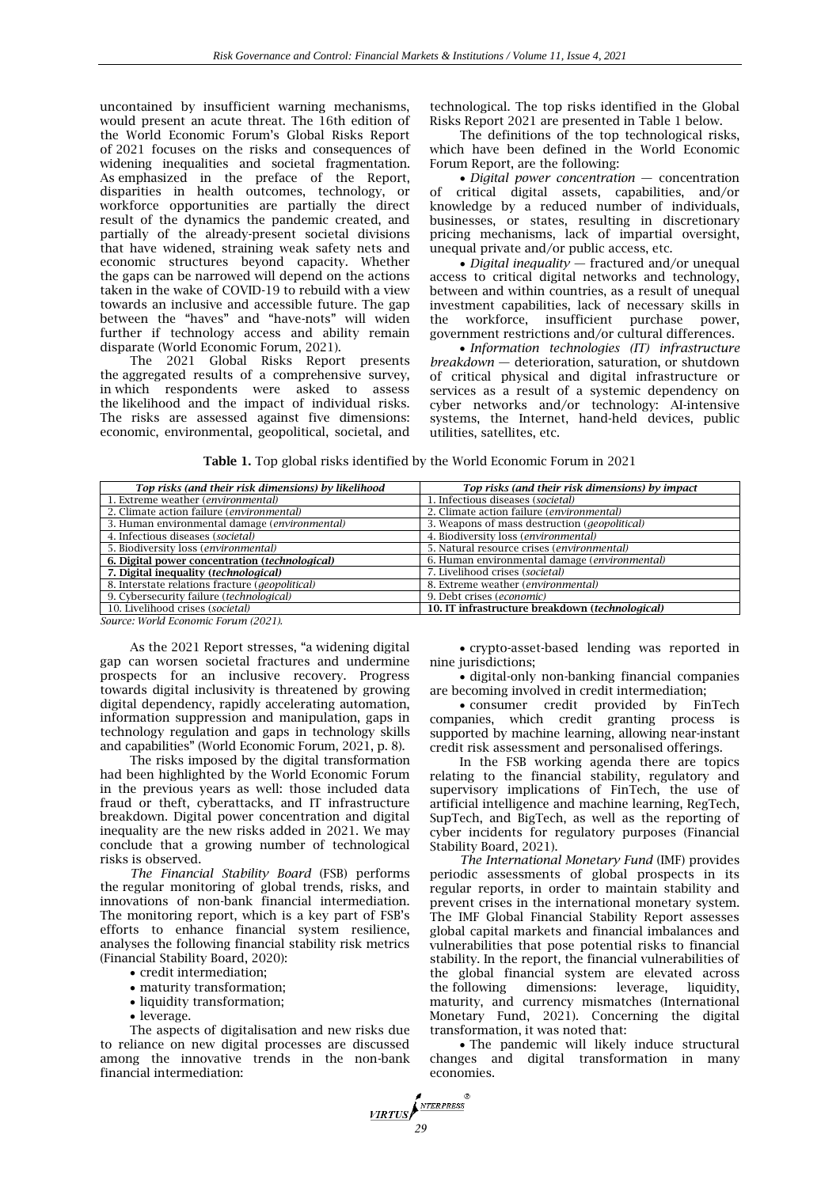uncontained by insufficient warning mechanisms, would present an acute threat. The 16th edition of the World Economic Forum's Global Risks Report of 2021 focuses on the risks and consequences of widening inequalities and societal fragmentation. As emphasized in the preface of the Report, disparities in health outcomes, technology, or workforce opportunities are partially the direct result of the dynamics the pandemic created, and partially of the already-present societal divisions that have widened, straining weak safety nets and economic structures beyond capacity. Whether the gaps can be narrowed will depend on the actions taken in the wake of COVID-19 to rebuild with a view towards an inclusive and accessible future. The gap between the "haves" and "have-nots" will widen further if technology access and ability remain disparate (World Economic Forum, 2021).

The 2021 Global Risks Report presents the aggregated results of a comprehensive survey, in which respondents were asked to assess the likelihood and the impact of individual risks. The risks are assessed against five dimensions: economic, environmental, geopolitical, societal, and technological. The top risks identified in the Global Risks Report 2021 are presented in Table 1 below.

The definitions of the top technological risks, which have been defined in the World Economic Forum Report, are the following:

- *Digital power concentration* — concentration of critical digital assets, capabilities, and/or knowledge by a reduced number of individuals, businesses, or states, resulting in discretionary pricing mechanisms, lack of impartial oversight, unequal private and/or public access, etc.
- *Digital inequality* — fractured and/or unequal access to critical digital networks and technology, between and within countries, as a result of unequal investment capabilities, lack of necessary skills in the workforce, insufficient purchase power, government restrictions and/or cultural differences.
- *Information technologies (IT) infrastructure breakdown* — deterioration, saturation, or shutdown of critical physical and digital infrastructure or services as a result of a systemic dependency on cyber networks and/or technology: AI-intensive systems, the Internet, hand-held devices, public utilities, satellites, etc.

**Table 1.** Top global risks identified by the World Economic Forum in 2021

| *Top risks (and their risk dimensions) by likelihood* | *Top risks (and their risk dimensions) by impact* |
|---|---|
| 1. Extreme weather (*environmental*) | 1. Infectious diseases (*societal*) |
| 2. Climate action failure (*environmental*) | 2. Climate action failure (*environmental*) |
| 3. Human environmental damage (*environmental*) | 3. Weapons of mass destruction (*geopolitical*) |
| 4. Infectious diseases (*societal*) | 4. Biodiversity loss (*environmental*) |
| 5. Biodiversity loss (*environmental*) | 5. Natural resource crises (*environmental*) |
| **6. Digital power concentration (*technological*)** | 6. Human environmental damage (*environmental*) |
| **7. Digital inequality (*technological*)** | 7. Livelihood crises (*societal*) |
| 8. Interstate relations fracture (*geopolitical*) | 8. Extreme weather (*environmental*) |
| 9. Cybersecurity failure (*technological*) | 9. Debt crises (*economic*) |
| 10. Livelihood crises (*societal*) | **10. IT infrastructure breakdown (*technological*)** |

*Source: World Economic Forum (2021).*

As the 2021 Report stresses, "a widening digital gap can worsen societal fractures and undermine prospects for an inclusive recovery. Progress towards digital inclusivity is threatened by growing digital dependency, rapidly accelerating automation, information suppression and manipulation, gaps in technology regulation and gaps in technology skills and capabilities" (World Economic Forum, 2021, p. 8).

The risks imposed by the digital transformation had been highlighted by the World Economic Forum in the previous years as well: those included data fraud or theft, cyberattacks, and IT infrastructure breakdown. Digital power concentration and digital inequality are the new risks added in 2021. We may conclude that a growing number of technological risks is observed.

*The Financial Stability Board* (FSB) performs the regular monitoring of global trends, risks, and innovations of non-bank financial intermediation. The monitoring report, which is a key part of FSB's efforts to enhance financial system resilience, analyses the following financial stability risk metrics (Financial Stability Board, 2020):

- credit intermediation;
- maturity transformation;
- liquidity transformation;
- leverage.

The aspects of digitalisation and new risks due to reliance on new digital processes are discussed among the innovative trends in the non-bank financial intermediation:

- crypto-asset-based lending was reported in nine jurisdictions;
- digital-only non-banking financial companies are becoming involved in credit intermediation;
- consumer credit provided by FinTech companies, which credit granting process is supported by machine learning, allowing near-instant credit risk assessment and personalised offerings.

In the FSB working agenda there are topics relating to the financial stability, regulatory and supervisory implications of FinTech, the use of artificial intelligence and machine learning, RegTech, SupTech, and BigTech, as well as the reporting of cyber incidents for regulatory purposes (Financial Stability Board, 2021).

*The International Monetary Fund* (IMF) provides periodic assessments of global prospects in its regular reports, in order to maintain stability and prevent crises in the international monetary system. The IMF Global Financial Stability Report assesses global capital markets and financial imbalances and vulnerabilities that pose potential risks to financial stability. In the report, the financial vulnerabilities of the global financial system are elevated across the following dimensions: leverage, liquidity, maturity, and currency mismatches (International Monetary Fund, 2021). Concerning the digital transformation, it was noted that:

- The pandemic will likely induce structural changes and digital transformation in many economies.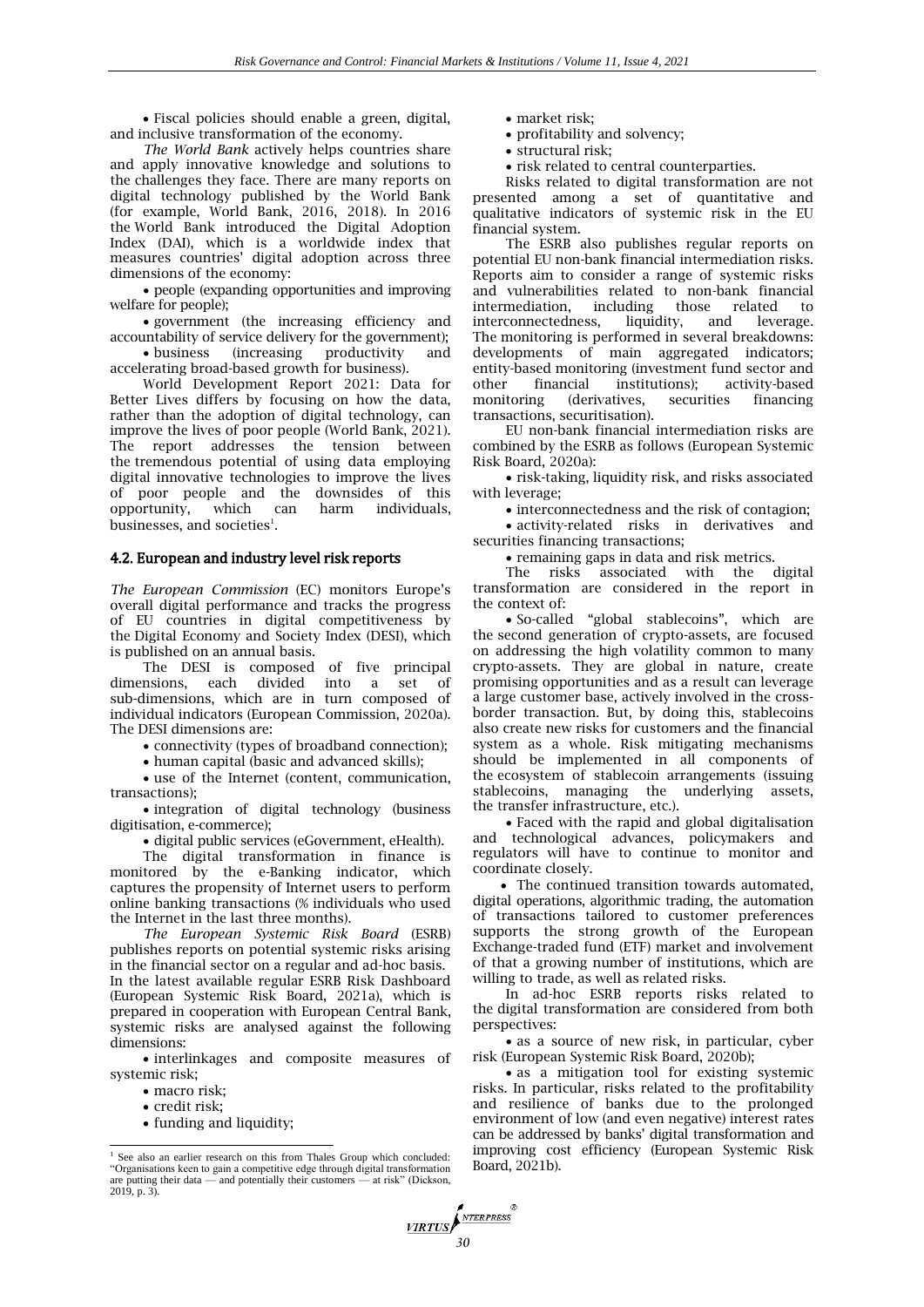- Fiscal policies should enable a green, digital, and inclusive transformation of the economy.

*The World Bank* actively helps countries share and apply innovative knowledge and solutions to the challenges they face. There are many reports on digital technology published by the World Bank (for example, World Bank, 2016, 2018). In 2016 the World Bank introduced the Digital Adoption Index (DAI), which is a worldwide index that measures countries' digital adoption across three dimensions of the economy:

- people (expanding opportunities and improving welfare for people);
- government (the increasing efficiency and accountability of service delivery for the government);
- business (increasing productivity and accelerating broad-based growth for business).

World Development Report 2021: Data for Better Lives differs by focusing on how the data, rather than the adoption of digital technology, can improve the lives of poor people (World Bank, 2021). The report addresses the tension between the tremendous potential of using data employing digital innovative technologies to improve the lives of poor people and the downsides of this opportunity, which can harm individuals, businesses, and societies[1].

## 4.2. European and industry level risk reports

*The European Commission* (EC) monitors Europe's overall digital performance and tracks the progress of EU countries in digital competitiveness by the Digital Economy and Society Index (DESI), which is published on an annual basis.

The DESI is composed of five principal dimensions, each divided into a set of sub-dimensions, which are in turn composed of individual indicators (European Commission, 2020a). The DESI dimensions are:

- connectivity (types of broadband connection);
- human capital (basic and advanced skills);
- use of the Internet (content, communication, transactions);
- integration of digital technology (business digitisation, e-commerce);
- digital public services (eGovernment, eHealth).

The digital transformation in finance is monitored by the e-Banking indicator, which captures the propensity of Internet users to perform online banking transactions (% individuals who used the Internet in the last three months).

*The European Systemic Risk Board* (ESRB) publishes reports on potential systemic risks arising in the financial sector on a regular and ad-hoc basis. In the latest available regular ESRB Risk Dashboard (European Systemic Risk Board, 2021a), which is prepared in cooperation with European Central Bank, systemic risks are analysed against the following dimensions:

- interlinkages and composite measures of systemic risk;
- macro risk;
- credit risk;
- funding and liquidity;
- market risk;
- profitability and solvency;
- structural risk;
- risk related to central counterparties.

Risks related to digital transformation are not presented among a set of quantitative and qualitative indicators of systemic risk in the EU financial system.

The ESRB also publishes regular reports on potential EU non-bank financial intermediation risks. Reports aim to consider a range of systemic risks and vulnerabilities related to non-bank financial intermediation, including those related to interconnectedness, liquidity, and leverage. The monitoring is performed in several breakdowns: developments of main aggregated indicators; entity-based monitoring (investment fund sector and other financial institutions); activity-based monitoring (derivatives, securities financing transactions, securitisation).

EU non-bank financial intermediation risks are combined by the ESRB as follows (European Systemic Risk Board, 2020a):

- risk-taking, liquidity risk, and risks associated with leverage;
- interconnectedness and the risk of contagion;
- activity-related risks in derivatives and securities financing transactions;
- remaining gaps in data and risk metrics.

The risks associated with the digital transformation are considered in the report in the context of:

- So-called "global stablecoins", which are the second generation of crypto-assets, are focused on addressing the high volatility common to many crypto-assets. They are global in nature, create promising opportunities and as a result can leverage a large customer base, actively involved in the cross-border transaction. But, by doing this, stablecoins also create new risks for customers and the financial system as a whole. Risk mitigating mechanisms should be implemented in all components of the ecosystem of stablecoin arrangements (issuing stablecoins, managing the underlying assets, the transfer infrastructure, etc.).
- Faced with the rapid and global digitalisation and technological advances, policymakers and regulators will have to continue to monitor and coordinate closely.
- The continued transition towards automated, digital operations, algorithmic trading, the automation of transactions tailored to customer preferences supports the strong growth of the European Exchange-traded fund (ETF) market and involvement of that a growing number of institutions, which are willing to trade, as well as related risks.

In ad-hoc ESRB reports risks related to the digital transformation are considered from both perspectives:

- as a source of new risk, in particular, cyber risk (European Systemic Risk Board, 2020b);
- as a mitigation tool for existing systemic risks. In particular, risks related to the profitability and resilience of banks due to the prolonged environment of low (and even negative) interest rates can be addressed by banks' digital transformation and improving cost efficiency (European Systemic Risk Board, 2021b).

[1] See also an earlier research on this from Thales Group which concluded: "Organisations keen to gain a competitive edge through digital transformation are putting their data — and potentially their customers — at risk" (Dickson, 2019, p. 3).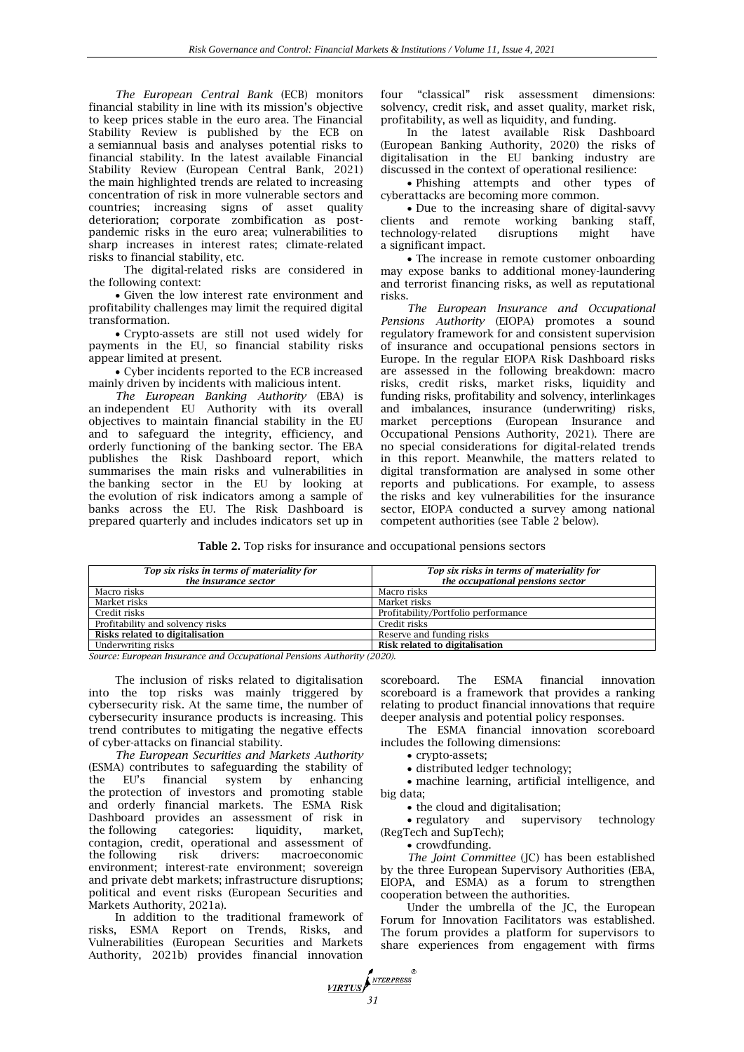*The European Central Bank* (ECB) monitors financial stability in line with its mission's objective to keep prices stable in the euro area. The Financial Stability Review is published by the ECB on a semiannual basis and analyses potential risks to financial stability. In the latest available Financial Stability Review (European Central Bank, 2021) the main highlighted trends are related to increasing concentration of risk in more vulnerable sectors and countries; increasing signs of asset quality deterioration; corporate zombification as post-pandemic risks in the euro area; vulnerabilities to sharp increases in interest rates; climate-related risks to financial stability, etc.

The digital-related risks are considered in the following context:

- Given the low interest rate environment and profitability challenges may limit the required digital transformation.
- Crypto-assets are still not used widely for payments in the EU, so financial stability risks appear limited at present.
- Cyber incidents reported to the ECB increased mainly driven by incidents with malicious intent.

*The European Banking Authority* (EBA) is an independent EU Authority with its overall objectives to maintain financial stability in the EU and to safeguard the integrity, efficiency, and orderly functioning of the banking sector. The EBA publishes the Risk Dashboard report, which summarises the main risks and vulnerabilities in the banking sector in the EU by looking at the evolution of risk indicators among a sample of banks across the EU. The Risk Dashboard is prepared quarterly and includes indicators set up in four "classical" risk assessment dimensions: solvency, credit risk, and asset quality, market risk, profitability, as well as liquidity, and funding.

In the latest available Risk Dashboard (European Banking Authority, 2020) the risks of digitalisation in the EU banking industry are discussed in the context of operational resilience:

- Phishing attempts and other types of cyberattacks are becoming more common.
- Due to the increasing share of digital-savvy clients and remote working banking staff, technology-related disruptions might have a significant impact.
- The increase in remote customer onboarding may expose banks to additional money-laundering and terrorist financing risks, as well as reputational risks.

*The European Insurance and Occupational Pensions Authority* (EIOPA) promotes a sound regulatory framework for and consistent supervision of insurance and occupational pensions sectors in Europe. In the regular EIOPA Risk Dashboard risks are assessed in the following breakdown: macro risks, credit risks, market risks, liquidity and funding risks, profitability and solvency, interlinkages and imbalances, insurance (underwriting) risks, market perceptions (European Insurance and Occupational Pensions Authority, 2021). There are no special considerations for digital-related trends in this report. Meanwhile, the matters related to digital transformation are analysed in some other reports and publications. For example, to assess the risks and key vulnerabilities for the insurance sector, EIOPA conducted a survey among national competent authorities (see Table 2 below).

**Table 2.** Top risks for insurance and occupational pensions sectors

| *Top six risks in terms of materiality for the insurance sector* | *Top six risks in terms of materiality for the occupational pensions sector* |
|---|---|
| Macro risks | Macro risks |
| Market risks | Market risks |
| Credit risks | Profitability/Portfolio performance |
| Profitability and solvency risks | Credit risks |
| **Risks related to digitalisation** | Reserve and funding risks |
| Underwriting risks | **Risk related to digitalisation** |

*Source: European Insurance and Occupational Pensions Authority (2020).*

The inclusion of risks related to digitalisation into the top risks was mainly triggered by cybersecurity risk. At the same time, the number of cybersecurity insurance products is increasing. This trend contributes to mitigating the negative effects of cyber-attacks on financial stability.

*The European Securities and Markets Authority* (ESMA) contributes to safeguarding the stability of the EU's financial system by enhancing the protection of investors and promoting stable and orderly financial markets. The ESMA Risk Dashboard provides an assessment of risk in the following categories: liquidity, market, contagion, credit, operational and assessment of the following risk drivers: macroeconomic environment; interest-rate environment; sovereign and private debt markets; infrastructure disruptions; political and event risks (European Securities and Markets Authority, 2021a).

In addition to the traditional framework of risks, ESMA Report on Trends, Risks, and Vulnerabilities (European Securities and Markets Authority, 2021b) provides financial innovation scoreboard. The ESMA financial innovation scoreboard is a framework that provides a ranking relating to product financial innovations that require deeper analysis and potential policy responses.

The ESMA financial innovation scoreboard includes the following dimensions:

- crypto-assets;
- distributed ledger technology;
- machine learning, artificial intelligence, and big data;
- the cloud and digitalisation;
- regulatory and supervisory technology (RegTech and SupTech);
- crowdfunding.

*The Joint Committee* (JC) has been established by the three European Supervisory Authorities (EBA, EIOPA, and ESMA) as a forum to strengthen cooperation between the authorities.

Under the umbrella of the JC, the European Forum for Innovation Facilitators was established. The forum provides a platform for supervisors to share experiences from engagement with firms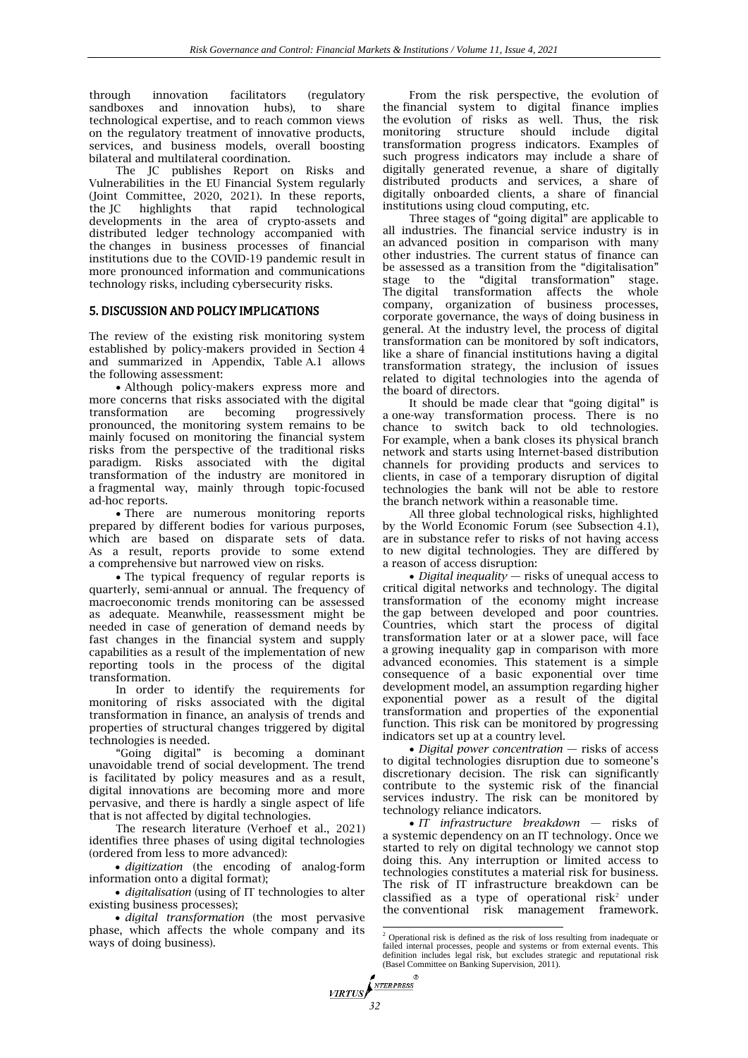through innovation facilitators (regulatory sandboxes and innovation hubs), to share technological expertise, and to reach common views on the regulatory treatment of innovative products, services, and business models, overall boosting bilateral and multilateral coordination.

The JC publishes Report on Risks and Vulnerabilities in the EU Financial System regularly (Joint Committee, 2020, 2021). In these reports, the JC highlights that rapid technological developments in the area of crypto-assets and distributed ledger technology accompanied with the changes in business processes of financial institutions due to the COVID-19 pandemic result in more pronounced information and communications technology risks, including cybersecurity risks.

## 5. DISCUSSION AND POLICY IMPLICATIONS

The review of the existing risk monitoring system established by policy-makers provided in Section 4 and summarized in Appendix, Table A.1 allows the following assessment:

- Although policy-makers express more and more concerns that risks associated with the digital transformation are becoming progressively pronounced, the monitoring system remains to be mainly focused on monitoring the financial system risks from the perspective of the traditional risks paradigm. Risks associated with the digital transformation of the industry are monitored in a fragmental way, mainly through topic-focused ad-hoc reports.
- There are numerous monitoring reports prepared by different bodies for various purposes, which are based on disparate sets of data. As a result, reports provide to some extend a comprehensive but narrowed view on risks.
- The typical frequency of regular reports is quarterly, semi-annual or annual. The frequency of macroeconomic trends monitoring can be assessed as adequate. Meanwhile, reassessment might be needed in case of generation of demand needs by fast changes in the financial system and supply capabilities as a result of the implementation of new reporting tools in the process of the digital transformation.

In order to identify the requirements for monitoring of risks associated with the digital transformation in finance, an analysis of trends and properties of structural changes triggered by digital technologies is needed.

"Going digital" is becoming a dominant unavoidable trend of social development. The trend is facilitated by policy measures and as a result, digital innovations are becoming more and more pervasive, and there is hardly a single aspect of life that is not affected by digital technologies.

The research literature (Verhoef et al., 2021) identifies three phases of using digital technologies (ordered from less to more advanced):

- *digitization* (the encoding of analog-form information onto a digital format);
- *digitalisation* (using of IT technologies to alter existing business processes);
- *digital transformation* (the most pervasive phase, which affects the whole company and its ways of doing business).

From the risk perspective, the evolution of the financial system to digital finance implies the evolution of risks as well. Thus, the risk monitoring structure should include digital transformation progress indicators. Examples of such progress indicators may include a share of digitally generated revenue, a share of digitally distributed products and services, a share of digitally onboarded clients, a share of financial institutions using cloud computing, etc.

Three stages of "going digital" are applicable to all industries. The financial service industry is in an advanced position in comparison with many other industries. The current status of finance can be assessed as a transition from the "digitalisation" stage to the "digital transformation" stage. The digital transformation affects the whole company, organization of business processes, corporate governance, the ways of doing business in general. At the industry level, the process of digital transformation can be monitored by soft indicators, like a share of financial institutions having a digital transformation strategy, the inclusion of issues related to digital technologies into the agenda of the board of directors.

It should be made clear that "going digital" is a one-way transformation process. There is no chance to switch back to old technologies. For example, when a bank closes its physical branch network and starts using Internet-based distribution channels for providing products and services to clients, in case of a temporary disruption of digital technologies the bank will not be able to restore the branch network within a reasonable time.

All three global technological risks, highlighted by the World Economic Forum (see Subsection 4.1), are in substance refer to risks of not having access to new digital technologies. They are differed by a reason of access disruption:

- *Digital inequality* — risks of unequal access to critical digital networks and technology. The digital transformation of the economy might increase the gap between developed and poor countries. Countries, which start the process of digital transformation later or at a slower pace, will face a growing inequality gap in comparison with more advanced economies. This statement is a simple consequence of a basic exponential over time development model, an assumption regarding higher exponential power as a result of the digital transformation and properties of the exponential function. This risk can be monitored by progressing indicators set up at a country level.
- *Digital power concentration* — risks of access to digital technologies disruption due to someone's discretionary decision. The risk can significantly contribute to the systemic risk of the financial services industry. The risk can be monitored by technology reliance indicators.
- *IT infrastructure breakdown* — risks of a systemic dependency on an IT technology. Once we started to rely on digital technology we cannot stop doing this. Any interruption or limited access to technologies constitutes a material risk for business. The risk of IT infrastructure breakdown can be classified as a type of operational risk[2] under the conventional risk management framework.

[2] Operational risk is defined as the risk of loss resulting from inadequate or failed internal processes, people and systems or from external events. This definition includes legal risk, but excludes strategic and reputational risk (Basel Committee on Banking Supervision, 2011).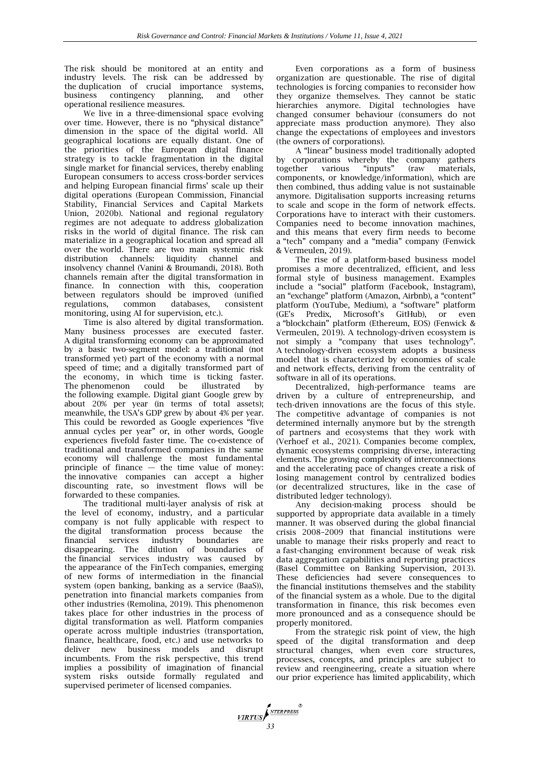The risk should be monitored at an entity and industry levels. The risk can be addressed by the duplication of crucial importance systems, business contingency planning, and other operational resilience measures.

We live in a three-dimensional space evolving over time. However, there is no "physical distance" dimension in the space of the digital world. All geographical locations are equally distant. One of the priorities of the European digital finance strategy is to tackle fragmentation in the digital single market for financial services, thereby enabling European consumers to access cross-border services and helping European financial firms' scale up their digital operations (European Commission, Financial Stability, Financial Services and Capital Markets Union, 2020b). National and regional regulatory regimes are not adequate to address globalization risks in the world of digital finance. The risk can materialize in a geographical location and spread all over the world. There are two main systemic risk distribution channels: liquidity channel and insolvency channel (Vanini & Broumandi, 2018). Both channels remain after the digital transformation in finance. In connection with this, cooperation between regulators should be improved (unified regulations, common databases, consistent monitoring, using AI for supervision, etc.).

Time is also altered by digital transformation. Many business processes are executed faster. A digital transforming economy can be approximated by a basic two-segment model: a traditional (not transformed yet) part of the economy with a normal speed of time; and a digitally transformed part of the economy, in which time is ticking faster. The phenomenon could be illustrated by the following example. Digital giant Google grew by about 20% per year (in terms of total assets); meanwhile, the USA's GDP grew by about 4% per year. This could be reworded as Google experiences "five annual cycles per year" or, in other words, Google experiences fivefold faster time. The co-existence of traditional and transformed companies in the same economy will challenge the most fundamental principle of finance — the time value of money: the innovative companies can accept a higher discounting rate, so investment flows will be forwarded to these companies.

The traditional multi-layer analysis of risk at the level of economy, industry, and a particular company is not fully applicable with respect to the digital transformation process because the financial services industry boundaries are disappearing. The dilution of boundaries of the financial services industry was caused by the appearance of the FinTech companies, emerging of new forms of intermediation in the financial system (open banking, banking as a service (BaaS)), penetration into financial markets companies from other industries (Remolina, 2019). This phenomenon takes place for other industries in the process of digital transformation as well. Platform companies operate across multiple industries (transportation, finance, healthcare, food, etc.) and use networks to deliver new business models and disrupt incumbents. From the risk perspective, this trend implies a possibility of imagination of financial system risks outside formally regulated and supervised perimeter of licensed companies.

Even corporations as a form of business organization are questionable. The rise of digital technologies is forcing companies to reconsider how they organize themselves. They cannot be static hierarchies anymore. Digital technologies have changed consumer behaviour (consumers do not appreciate mass production anymore). They also change the expectations of employees and investors (the owners of corporations).

A "linear" business model traditionally adopted by corporations whereby the company gathers together various "inputs" (raw materials, components, or knowledge/information), which are then combined, thus adding value is not sustainable anymore. Digitalisation supports increasing returns to scale and scope in the form of network effects. Corporations have to interact with their customers. Companies need to become innovation machines, and this means that every firm needs to become a "tech" company and a "media" company (Fenwick & Vermeulen, 2019).

The rise of a platform-based business model promises a more decentralized, efficient, and less formal style of business management. Examples include a "social" platform (Facebook, Instagram), an "exchange" platform (Amazon, Airbnb), a "content" platform (YouTube, Medium), a "software" platform (GE's Predix, Microsoft's GitHub), or even a "blockchain" platform (Ethereum, EOS) (Fenwick & Vermeulen, 2019). A technology-driven ecosystem is not simply a "company that uses technology". A technology-driven ecosystem adopts a business model that is characterized by economies of scale and network effects, deriving from the centrality of software in all of its operations.

Decentralized, high-performance teams are driven by a culture of entrepreneurship, and tech-driven innovations are the focus of this style. The competitive advantage of companies is not determined internally anymore but by the strength of partners and ecosystems that they work with (Verhoef et al., 2021). Companies become complex, dynamic ecosystems comprising diverse, interacting elements. The growing complexity of interconnections and the accelerating pace of changes create a risk of losing management control by centralized bodies (or decentralized structures, like in the case of distributed ledger technology).

Any decision-making process should be supported by appropriate data available in a timely manner. It was observed during the global financial crisis 2008–2009 that financial institutions were unable to manage their risks properly and react to a fast-changing environment because of weak risk data aggregation capabilities and reporting practices (Basel Committee on Banking Supervision, 2013). These deficiencies had severe consequences to the financial institutions themselves and the stability of the financial system as a whole. Due to the digital transformation in finance, this risk becomes even more pronounced and as a consequence should be properly monitored.

From the strategic risk point of view, the high speed of the digital transformation and deep structural changes, when even core structures, processes, concepts, and principles are subject to review and reengineering, create a situation where our prior experience has limited applicability, which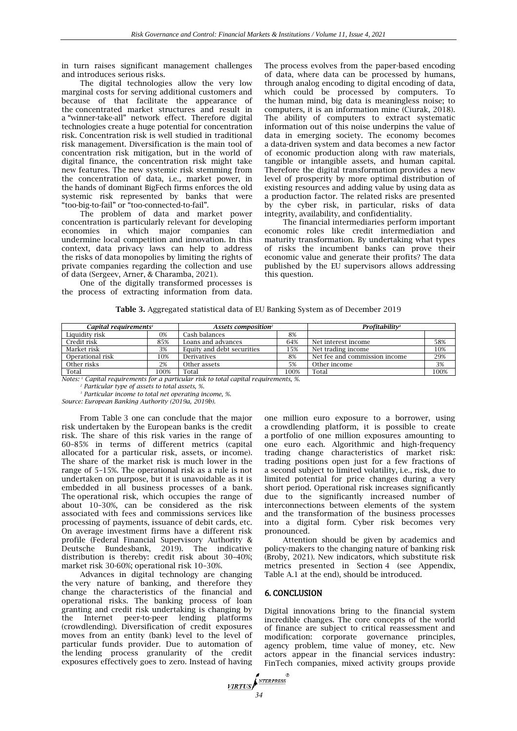in turn raises significant management challenges and introduces serious risks.

The digital technologies allow the very low marginal costs for serving additional customers and because of that facilitate the appearance of the concentrated market structures and result in a "winner-take-all" network effect. Therefore digital technologies create a huge potential for concentration risk. Concentration risk is well studied in traditional risk management. Diversification is the main tool of concentration risk mitigation, but in the world of digital finance, the concentration risk might take new features. The new systemic risk stemming from the concentration of data, i.e., market power, in the hands of dominant BigFech firms enforces the old systemic risk represented by banks that were "too-big-to-fail" or "too-connected-to-fail".

The problem of data and market power concentration is particularly relevant for developing economies in which major companies can undermine local competition and innovation. In this context, data privacy laws can help to address the risks of data monopolies by limiting the rights of private companies regarding the collection and use of data (Sergeev, Arner, & Charamba, 2021).

One of the digitally transformed processes is the process of extracting information from data. The process evolves from the paper-based encoding of data, where data can be processed by humans, through analog encoding to digital encoding of data, which could be processed by computers. To the human mind, big data is meaningless noise; to computers, it is an information mine (Ciurak, 2018). The ability of computers to extract systematic information out of this noise underpins the value of data in emerging society. The economy becomes a data-driven system and data becomes a new factor of economic production along with raw materials, tangible or intangible assets, and human capital. Therefore the digital transformation provides a new level of prosperity by more optimal distribution of existing resources and adding value by using data as a production factor. The related risks are presented by the cyber risk, in particular, risks of data integrity, availability, and confidentiality.

The financial intermediaries perform important economic roles like credit intermediation and maturity transformation. By undertaking what types of risks the incumbent banks can prove their economic value and generate their profits? The data published by the EU supervisors allows addressing this question.

**Table 3.** Aggregated statistical data of EU Banking System as of December 2019

| *Capital requirements*[1] | | *Assets composition*[2] | | *Profitability*[3] | |
|---|---|---|---|---|---|
| Liquidity risk | 0% | Cash balances | 8% | | |
| Credit risk | 85% | Loans and advances | 64% | Net interest income | 58% |
| Market risk | 3% | Equity and debt securities | 15% | Net trading income | 10% |
| Operational risk | 10% | Derivatives | 8% | Net fee and commission income | 29% |
| Other risks | 2% | Other assets | 5% | Other income | 3% |
| Total | 100% | Total | 100% | Total | 100% |

*Notes:* [1] *Capital requirements for a particular risk to total capital requirements, %.*
[2] *Particular type of assets to total assets, %.*
[3] *Particular income to total net operating income, %.*
*Source: European Banking Authority (2019a, 2019b).*

From Table 3 one can conclude that the major risk undertaken by the European banks is the credit risk. The share of this risk varies in the range of 60–85% in terms of different metrics (capital allocated for a particular risk, assets, or income). The share of the market risk is much lower in the range of 5–15%. The operational risk as a rule is not undertaken on purpose, but it is unavoidable as it is embedded in all business processes of a bank. The operational risk, which occupies the range of about 10–30%, can be considered as the risk associated with fees and commissions services like processing of payments, issuance of debit cards, etc. On average investment firms have a different risk profile (Federal Financial Supervisory Authority & Deutsche Bundesbank, 2019). The indicative distribution is thereby: credit risk about 30–40%; market risk 30-60%; operational risk 10–30%.

Advances in digital technology are changing the very nature of banking, and therefore they change the characteristics of the financial and operational risks. The banking process of loan granting and credit risk undertaking is changing by the Internet peer-to-peer lending platforms (crowdlending). Diversification of credit exposures moves from an entity (bank) level to the level of particular funds provider. Due to automation of the lending process granularity of the credit exposures effectively goes to zero. Instead of having one million euro exposure to a borrower, using a crowdlending platform, it is possible to create a portfolio of one million exposures amounting to one euro each. Algorithmic and high-frequency trading change characteristics of market risk: trading positions open just for a few fractions of a second subject to limited volatility, i.e., risk, due to limited potential for price changes during a very short period. Operational risk increases significantly due to the significantly increased number of interconnections between elements of the system and the transformation of the business processes into a digital form. Cyber risk becomes very pronounced.

Attention should be given by academics and policy-makers to the changing nature of banking risk (Broby, 2021). New indicators, which substitute risk metrics presented in Section 4 (see Appendix, Table A.1 at the end), should be introduced.

## 6. CONCLUSION

Digital innovations bring to the financial system incredible changes. The core concepts of the world of finance are subject to critical reassessment and modification: corporate governance principles, agency problem, time value of money, etc. New actors appear in the financial services industry: FinTech companies, mixed activity groups provide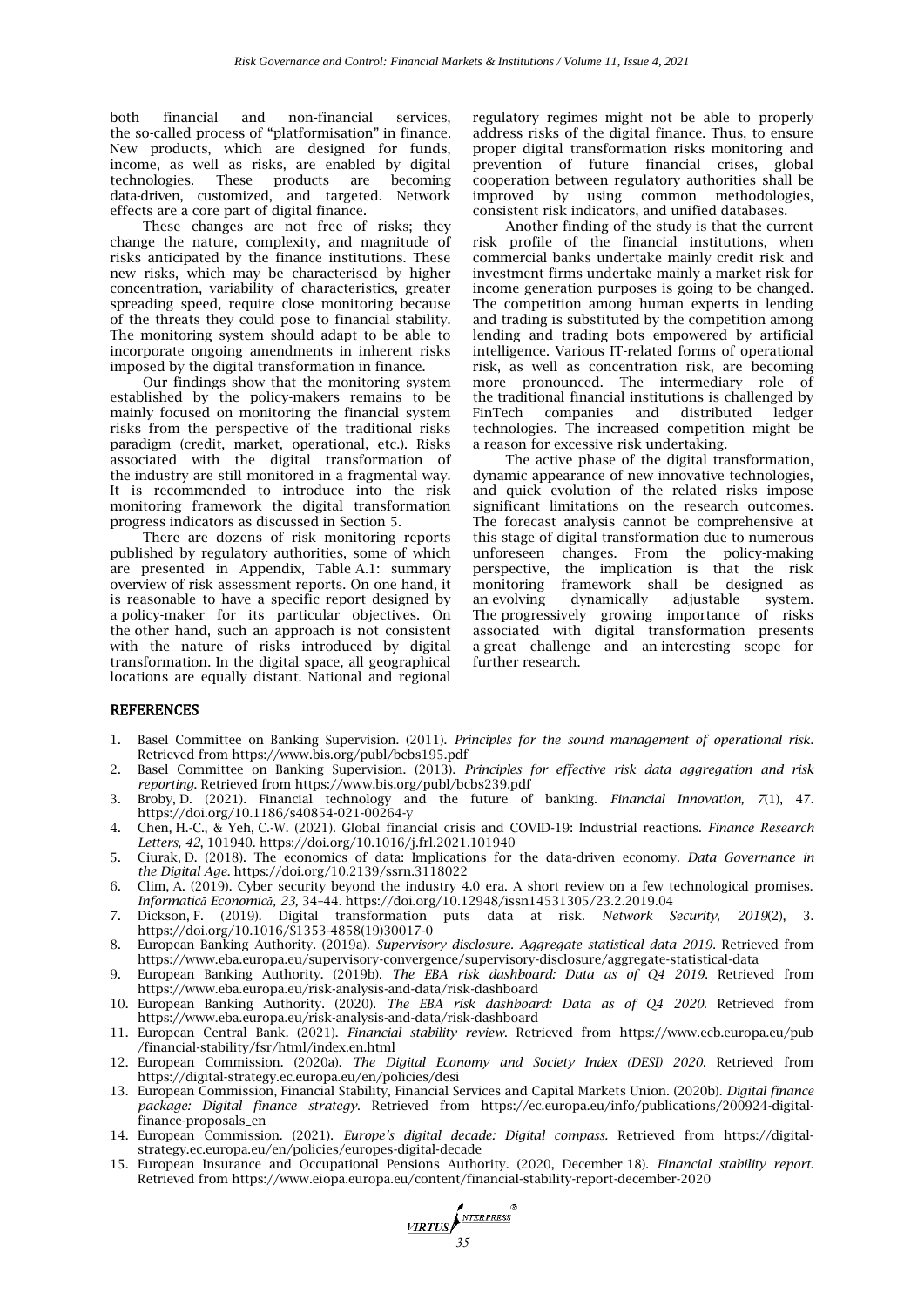both financial and non-financial services, the so-called process of "platformisation" in finance. New products, which are designed for funds, income, as well as risks, are enabled by digital technologies. These products are becoming data-driven, customized, and targeted. Network effects are a core part of digital finance.

These changes are not free of risks; they change the nature, complexity, and magnitude of risks anticipated by the finance institutions. These new risks, which may be characterised by higher concentration, variability of characteristics, greater spreading speed, require close monitoring because of the threats they could pose to financial stability. The monitoring system should adapt to be able to incorporate ongoing amendments in inherent risks imposed by the digital transformation in finance.

Our findings show that the monitoring system established by the policy-makers remains to be mainly focused on monitoring the financial system risks from the perspective of the traditional risks paradigm (credit, market, operational, etc.). Risks associated with the digital transformation of the industry are still monitored in a fragmental way. It is recommended to introduce into the risk monitoring framework the digital transformation progress indicators as discussed in Section 5.

There are dozens of risk monitoring reports published by regulatory authorities, some of which are presented in Appendix, Table A.1: summary overview of risk assessment reports. On one hand, it is reasonable to have a specific report designed by a policy-maker for its particular objectives. On the other hand, such an approach is not consistent with the nature of risks introduced by digital transformation. In the digital space, all geographical locations are equally distant. National and regional regulatory regimes might not be able to properly address risks of the digital finance. Thus, to ensure proper digital transformation risks monitoring and prevention of future financial crises, global cooperation between regulatory authorities shall be improved by using common methodologies, consistent risk indicators, and unified databases.

Another finding of the study is that the current risk profile of the financial institutions, when commercial banks undertake mainly credit risk and investment firms undertake mainly a market risk for income generation purposes is going to be changed. The competition among human experts in lending and trading is substituted by the competition among lending and trading bots empowered by artificial intelligence. Various IT-related forms of operational risk, as well as concentration risk, are becoming more pronounced. The intermediary role of the traditional financial institutions is challenged by FinTech companies and distributed ledger technologies. The increased competition might be a reason for excessive risk undertaking.

The active phase of the digital transformation, dynamic appearance of new innovative technologies, and quick evolution of the related risks impose significant limitations on the research outcomes. The forecast analysis cannot be comprehensive at this stage of digital transformation due to numerous unforeseen changes. From the policy-making perspective, the implication is that the risk monitoring framework shall be designed as an evolving dynamically adjustable system. The progressively growing importance of risks associated with digital transformation presents a great challenge and an interesting scope for further research.

## REFERENCES

1. Basel Committee on Banking Supervision. (2011). *Principles for the sound management of operational risk*. Retrieved from https://www.bis.org/publ/bcbs195.pdf
2. Basel Committee on Banking Supervision. (2013). *Principles for effective risk data aggregation and risk reporting*. Retrieved from https://www.bis.org/publ/bcbs239.pdf
3. Broby, D. (2021). Financial technology and the future of banking. *Financial Innovation, 7*(1), 47. https://doi.org/10.1186/s40854-021-00264-y
4. Chen, H.-C., & Yeh, C.-W. (2021). Global financial crisis and COVID-19: Industrial reactions. *Finance Research Letters, 42*, 101940. https://doi.org/10.1016/j.frl.2021.101940
5. Ciurak, D. (2018). The economics of data: Implications for the data-driven economy. *Data Governance in the Digital Age*. https://doi.org/10.2139/ssrn.3118022
6. Clim, A. (2019). Cyber security beyond the industry 4.0 era. A short review on a few technological promises. *Informatică Economică, 23,* 34–44. https://doi.org/10.12948/issn14531305/23.2.2019.04
7. Dickson, F. (2019). Digital transformation puts data at risk. *Network Security, 2019*(2), 3. https://doi.org/10.1016/S1353-4858(19)30017-0
8. European Banking Authority. (2019a). *Supervisory disclosure. Aggregate statistical data 2019*. Retrieved from https://www.eba.europa.eu/supervisory-convergence/supervisory-disclosure/aggregate-statistical-data
9. European Banking Authority. (2019b). *The EBA risk dashboard: Data as of Q4 2019*. Retrieved from https://www.eba.europa.eu/risk-analysis-and-data/risk-dashboard
10. European Banking Authority. (2020). *The EBA risk dashboard: Data as of Q4 2020*. Retrieved from https://www.eba.europa.eu/risk-analysis-and-data/risk-dashboard
11. European Central Bank. (2021). *Financial stability review*. Retrieved from https://www.ecb.europa.eu/pub/financial-stability/fsr/html/index.en.html
12. European Commission. (2020a). *The Digital Economy and Society Index (DESI) 2020*. Retrieved from https://digital-strategy.ec.europa.eu/en/policies/desi
13. European Commission, Financial Stability, Financial Services and Capital Markets Union. (2020b). *Digital finance package: Digital finance strategy*. Retrieved from https://ec.europa.eu/info/publications/200924-digital-finance-proposals_en
14. European Commission. (2021). *Europe's digital decade: Digital compass*. Retrieved from https://digital-strategy.ec.europa.eu/en/policies/europes-digital-decade
15. European Insurance and Occupational Pensions Authority. (2020, December 18). *Financial stability report*. Retrieved from https://www.eiopa.europa.eu/content/financial-stability-report-december-2020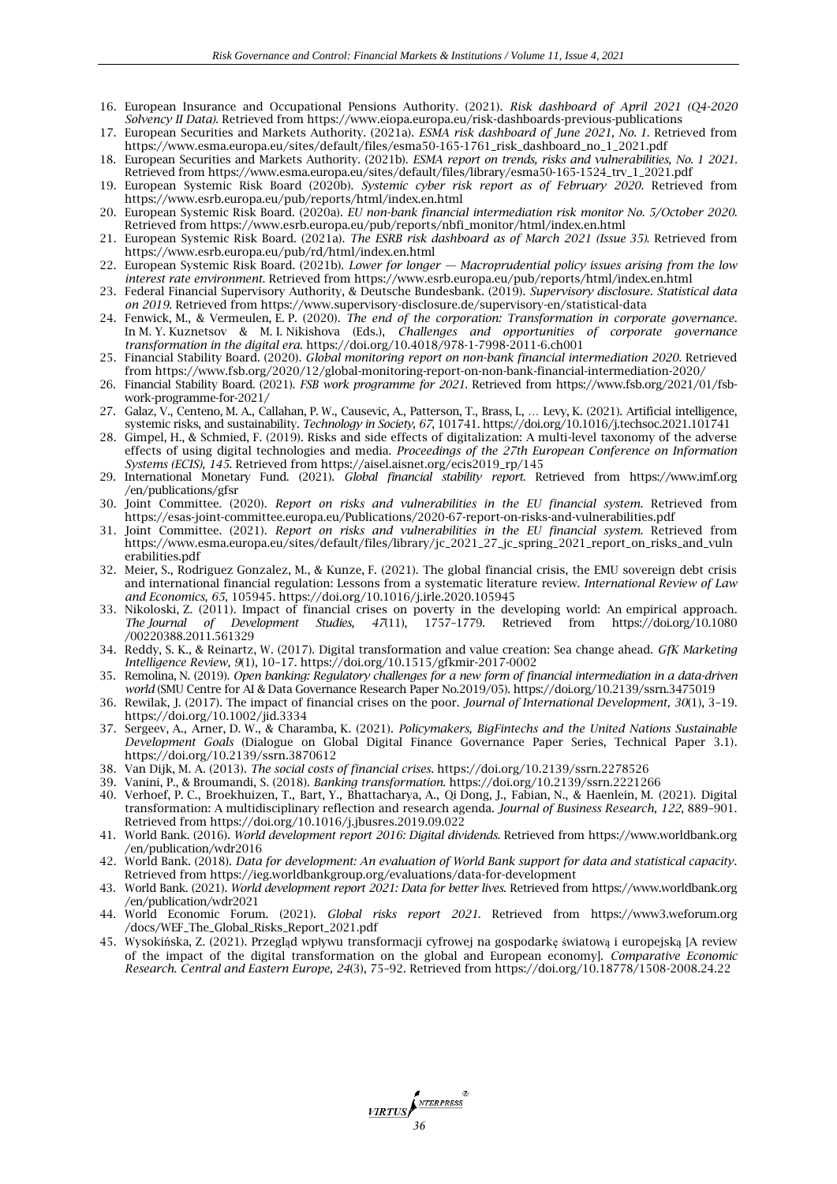16. European Insurance and Occupational Pensions Authority. (2021). *Risk dashboard of April 2021 (Q4-2020 Solvency II Data)*. Retrieved from https://www.eiopa.europa.eu/risk-dashboards-previous-publications
17. European Securities and Markets Authority. (2021a). *ESMA risk dashboard of June 2021, No. 1*. Retrieved from https://www.esma.europa.eu/sites/default/files/esma50-165-1761_risk_dashboard_no_1_2021.pdf
18. European Securities and Markets Authority. (2021b). *ESMA report on trends, risks and vulnerabilities, No. 1 2021*. Retrieved from https://www.esma.europa.eu/sites/default/files/library/esma50-165-1524_trv_1_2021.pdf
19. European Systemic Risk Board (2020b). *Systemic cyber risk report as of February 2020*. Retrieved from https://www.esrb.europa.eu/pub/reports/html/index.en.html
20. European Systemic Risk Board. (2020a). *EU non-bank financial intermediation risk monitor No. 5/October 2020*. Retrieved from https://www.esrb.europa.eu/pub/reports/nbfi_monitor/html/index.en.html
21. European Systemic Risk Board. (2021a). *The ESRB risk dashboard as of March 2021 (Issue 35)*. Retrieved from https://www.esrb.europa.eu/pub/rd/html/index.en.html
22. European Systemic Risk Board. (2021b). *Lower for longer — Macroprudential policy issues arising from the low interest rate environment*. Retrieved from https://www.esrb.europa.eu/pub/reports/html/index.en.html
23. Federal Financial Supervisory Authority, & Deutsche Bundesbank. (2019). *Supervisory disclosure. Statistical data on 2019*. Retrieved from https://www.supervisory-disclosure.de/supervisory-en/statistical-data
24. Fenwick, M., & Vermeulen, E. P. (2020). *The end of the corporation: Transformation in corporate governance*. In M. Y. Kuznetsov & M. I. Nikishova (Eds.), *Challenges and opportunities of corporate governance transformation in the digital era*. https://doi.org/10.4018/978-1-7998-2011-6.ch001
25. Financial Stability Board. (2020). *Global monitoring report on non-bank financial intermediation 2020*. Retrieved from https://www.fsb.org/2020/12/global-monitoring-report-on-non-bank-financial-intermediation-2020/
26. Financial Stability Board. (2021). *FSB work programme for 2021*. Retrieved from https://www.fsb.org/2021/01/fsb-work-programme-for-2021/
27. Galaz, V., Centeno, M. A., Callahan, P. W., Causevic, A., Patterson, T., Brass, I., … Levy, K. (2021). Artificial intelligence, systemic risks, and sustainability. *Technology in Society, 67*, 101741. https://doi.org/10.1016/j.techsoc.2021.101741
28. Gimpel, H., & Schmied, F. (2019). Risks and side effects of digitalization: A multi-level taxonomy of the adverse effects of using digital technologies and media. *Proceedings of the 27th European Conference on Information Systems (ECIS), 145*. Retrieved from https://aisel.aisnet.org/ecis2019_rp/145
29. International Monetary Fund. (2021). *Global financial stability report*. Retrieved from https://www.imf.org/en/publications/gfsr
30. Joint Committee. (2020). *Report on risks and vulnerabilities in the EU financial system*. Retrieved from https://esas-joint-committee.europa.eu/Publications/2020-67-report-on-risks-and-vulnerabilities.pdf
31. Joint Committee. (2021). *Report on risks and vulnerabilities in the EU financial system*. Retrieved from https://www.esma.europa.eu/sites/default/files/library/jc_2021_27_jc_spring_2021_report_on_risks_and_vulnerabilities.pdf
32. Meier, S., Rodriguez Gonzalez, M., & Kunze, F. (2021). The global financial crisis, the EMU sovereign debt crisis and international financial regulation: Lessons from a systematic literature review. *International Review of Law and Economics, 65*, 105945. https://doi.org/10.1016/j.irle.2020.105945
33. Nikoloski, Z. (2011). Impact of financial crises on poverty in the developing world: An empirical approach. *The Journal of Development Studies, 47*(11), 1757–1779. Retrieved from https://doi.org/10.1080/00220388.2011.561329
34. Reddy, S. K., & Reinartz, W. (2017). Digital transformation and value creation: Sea change ahead. *GfK Marketing Intelligence Review, 9*(1), 10–17. https://doi.org/10.1515/gfkmir-2017-0002
35. Remolina, N. (2019). *Open banking: Regulatory challenges for a new form of financial intermediation in a data-driven world* (SMU Centre for AI & Data Governance Research Paper No.2019/05). https://doi.org/10.2139/ssrn.3475019
36. Rewilak, J. (2017). The impact of financial crises on the poor. *Journal of International Development, 30*(1), 3–19. https://doi.org/10.1002/jid.3334
37. Sergeev, A., Arner, D. W., & Charamba, K. (2021). *Policymakers, BigFintechs and the United Nations Sustainable Development Goals* (Dialogue on Global Digital Finance Governance Paper Series, Technical Paper 3.1). https://doi.org/10.2139/ssrn.3870612
38. Van Dijk, M. A. (2013). *The social costs of financial crises*. https://doi.org/10.2139/ssrn.2278526
39. Vanini, P., & Broumandi, S. (2018). *Banking transformation*. https://doi.org/10.2139/ssrn.2221266
40. Verhoef, P. C., Broekhuizen, T., Bart, Y., Bhattacharya, A., Qi Dong, J., Fabian, N., & Haenlein, M. (2021). Digital transformation: A multidisciplinary reflection and research agenda. *Journal of Business Research, 122*, 889–901. Retrieved from https://doi.org/10.1016/j.jbusres.2019.09.022
41. World Bank. (2016). *World development report 2016: Digital dividends*. Retrieved from https://www.worldbank.org/en/publication/wdr2016
42. World Bank. (2018). *Data for development: An evaluation of World Bank support for data and statistical capacity*. Retrieved from https://ieg.worldbankgroup.org/evaluations/data-for-development
43. World Bank. (2021). *World development report 2021: Data for better lives*. Retrieved from https://www.worldbank.org/en/publication/wdr2021
44. World Economic Forum. (2021). *Global risks report 2021*. Retrieved from https://www3.weforum.org/docs/WEF_The_Global_Risks_Report_2021.pdf
45. Wysokińska, Z. (2021). Przegląd wpływu transformacji cyfrowej na gospodarkę światową i europejską [A review of the impact of the digital transformation on the global and European economy]. *Comparative Economic Research. Central and Eastern Europe, 24*(3), 75–92. Retrieved from https://doi.org/10.18778/1508-2008.24.22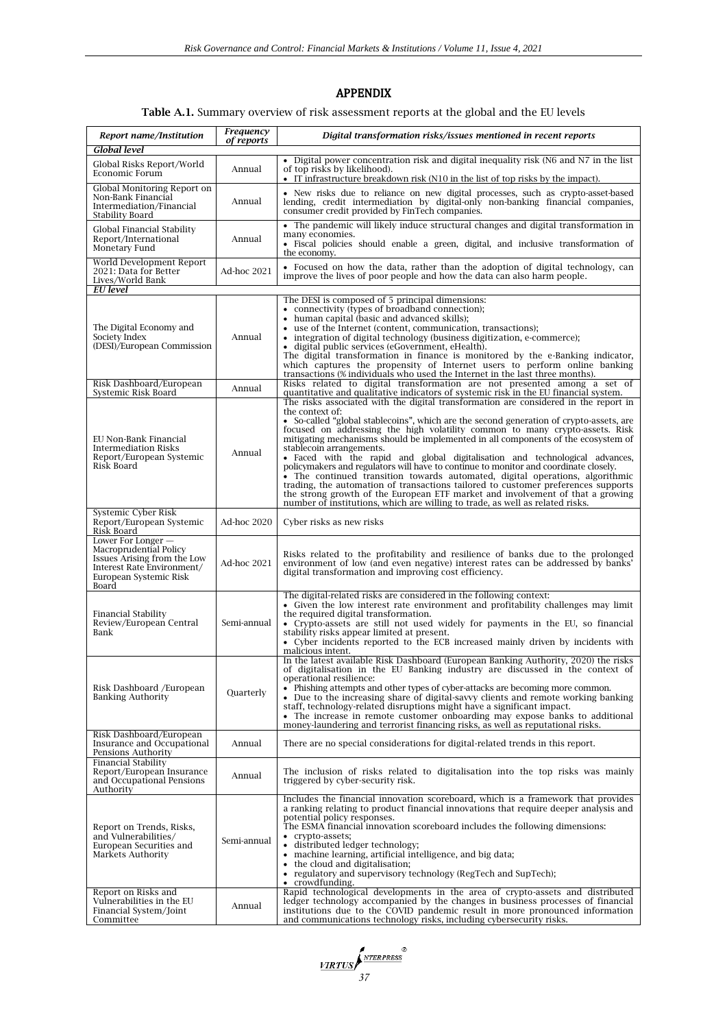# APPENDIX

**Table A.1.** Summary overview of risk assessment reports at the global and the EU levels

| *Report name/Institution* | *Frequency of reports* | *Digital transformation risks/issues mentioned in recent reports* |
|---|---|---|
| ***Global level*** | | |
| Global Risks Report/World Economic Forum | Annual | • Digital power concentration risk and digital inequality risk (N6 and N7 in the list of top risks by likelihood).<br>• IT infrastructure breakdown risk (N10 in the list of top risks by the impact). |
| Global Monitoring Report on Non-Bank Financial Intermediation/Financial Stability Board | Annual | • New risks due to reliance on new digital processes, such as crypto-asset-based lending, credit intermediation by digital-only non-banking financial companies, consumer credit provided by FinTech companies. |
| Global Financial Stability Report/International Monetary Fund | Annual | • The pandemic will likely induce structural changes and digital transformation in many economies.<br>• Fiscal policies should enable a green, digital, and inclusive transformation of the economy. |
| World Development Report 2021: Data for Better Lives/World Bank | Ad-hoc 2021 | • Focused on how the data, rather than the adoption of digital technology, can improve the lives of poor people and how the data can also harm people. |
| ***EU level*** | | |
| The Digital Economy and Society Index (DESI)/European Commission | Annual | The DESI is composed of 5 principal dimensions:<br>• connectivity (types of broadband connection);<br>• human capital (basic and advanced skills);<br>• use of the Internet (content, communication, transactions);<br>• integration of digital technology (business digitization, e-commerce);<br>• digital public services (eGovernment, eHealth).<br>The digital transformation in finance is monitored by the e-Banking indicator, which captures the propensity of Internet users to perform online banking transactions (% individuals who used the Internet in the last three months). |
| Risk Dashboard/European Systemic Risk Board | Annual | Risks related to digital transformation are not presented among a set of quantitative and qualitative indicators of systemic risk in the EU financial system. |
| EU Non-Bank Financial Intermediation Risks Report/European Systemic Risk Board | Annual | The risks associated with the digital transformation are considered in the report in the context of:<br>• So-called "global stablecoins", which are the second generation of crypto-assets, are focused on addressing the high volatility common to many crypto-assets. Risk mitigating mechanisms should be implemented in all components of the ecosystem of stablecoin arrangements.<br>• Faced with the rapid and global digitalisation and technological advances, policymakers and regulators will have to continue to monitor and coordinate closely.<br>• The continued transition towards automated, digital operations, algorithmic trading, the automation of transactions tailored to customer preferences supports the strong growth of the European ETF market and involvement of that a growing number of institutions, which are willing to trade, as well as related risks. |
| Systemic Cyber Risk Report/European Systemic Risk Board | Ad-hoc 2020 | Cyber risks as new risks |
| Lower For Longer — Macroprudential Policy Issues Arising from the Low Interest Rate Environment/ European Systemic Risk Board | Ad-hoc 2021 | Risks related to the profitability and resilience of banks due to the prolonged environment of low (and even negative) interest rates can be addressed by banks' digital transformation and improving cost efficiency. |
| Financial Stability Review/European Central Bank | Semi-annual | The digital-related risks are considered in the following context:<br>• Given the low interest rate environment and profitability challenges may limit the required digital transformation.<br>• Crypto-assets are still not used widely for payments in the EU, so financial stability risks appear limited at present.<br>• Cyber incidents reported to the ECB increased mainly driven by incidents with malicious intent. |
| Risk Dashboard /European Banking Authority | Quarterly | In the latest available Risk Dashboard (European Banking Authority, 2020) the risks of digitalisation in the EU Banking industry are discussed in the context of operational resilience:<br>• Phishing attempts and other types of cyber-attacks are becoming more common.<br>• Due to the increasing share of digital-savvy clients and remote working banking staff, technology-related disruptions might have a significant impact.<br>• The increase in remote customer onboarding may expose banks to additional money-laundering and terrorist financing risks, as well as reputational risks. |
| Risk Dashboard/European Insurance and Occupational Pensions Authority | Annual | There are no special considerations for digital-related trends in this report. |
| Financial Stability Report/European Insurance and Occupational Pensions Authority | Annual | The inclusion of risks related to digitalisation into the top risks was mainly triggered by cyber-security risk. |
| Report on Trends, Risks, and Vulnerabilities/ European Securities and Markets Authority | Semi-annual | Includes the financial innovation scoreboard, which is a framework that provides a ranking relating to product financial innovations that require deeper analysis and potential policy responses.<br>The ESMA financial innovation scoreboard includes the following dimensions:<br>• crypto-assets;<br>• distributed ledger technology;<br>• machine learning, artificial intelligence, and big data;<br>• the cloud and digitalisation;<br>• regulatory and supervisory technology (RegTech and SupTech);<br>• crowdfunding. |
| Report on Risks and Vulnerabilities in the EU Financial System/Joint Committee | Annual | Rapid technological developments in the area of crypto-assets and distributed ledger technology accompanied by the changes in business processes of financial institutions due to the COVID pandemic result in more pronounced information and communications technology risks, including cybersecurity risks. |